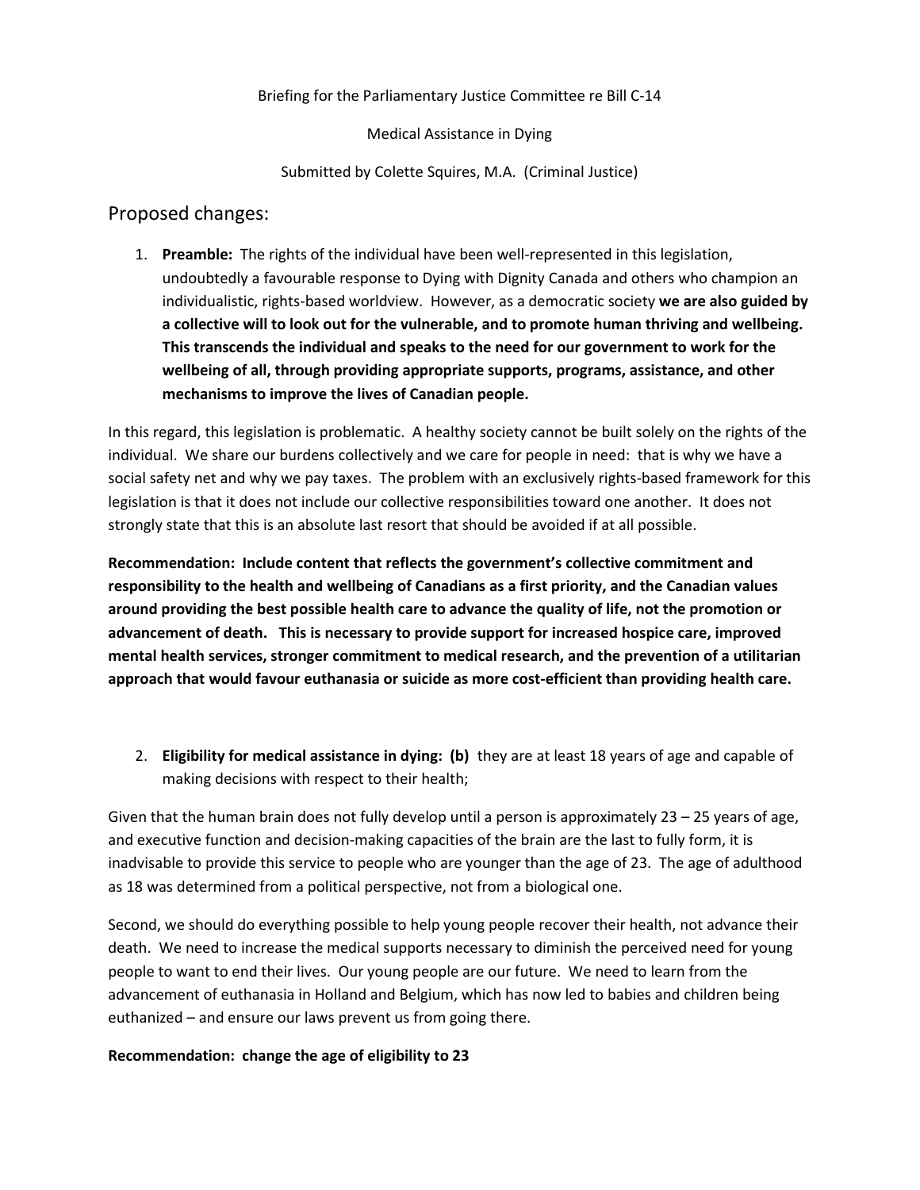Briefing for the Parliamentary Justice Committee re Bill C-14

Medical Assistance in Dying

Submitted by Colette Squires, M.A. (Criminal Justice)

## Proposed changes:

1. **Preamble:** The rights of the individual have been well-represented in this legislation, undoubtedly a favourable response to Dying with Dignity Canada and others who champion an individualistic, rights-based worldview. However, as a democratic society **we are also guided by a collective will to look out for the vulnerable, and to promote human thriving and wellbeing. This transcends the individual and speaks to the need for our government to work for the wellbeing of all, through providing appropriate supports, programs, assistance, and other mechanisms to improve the lives of Canadian people.**

In this regard, this legislation is problematic. A healthy society cannot be built solely on the rights of the individual. We share our burdens collectively and we care for people in need: that is why we have a social safety net and why we pay taxes. The problem with an exclusively rights-based framework for this legislation is that it does not include our collective responsibilities toward one another. It does not strongly state that this is an absolute last resort that should be avoided if at all possible.

**Recommendation: Include content that reflects the government's collective commitment and responsibility to the health and wellbeing of Canadians as a first priority, and the Canadian values around providing the best possible health care to advance the quality of life, not the promotion or advancement of death. This is necessary to provide support for increased hospice care, improved mental health services, stronger commitment to medical research, and the prevention of a utilitarian approach that would favour euthanasia or suicide as more cost-efficient than providing health care.**

2. **Eligibility for medical assistance in dying: (b)** they are at least 18 years of age and capable of making decisions with respect to their health;

Given that the human brain does not fully develop until a person is approximately 23 – 25 years of age, and executive function and decision-making capacities of the brain are the last to fully form, it is inadvisable to provide this service to people who are younger than the age of 23. The age of adulthood as 18 was determined from a political perspective, not from a biological one.

Second, we should do everything possible to help young people recover their health, not advance their death. We need to increase the medical supports necessary to diminish the perceived need for young people to want to end their lives. Our young people are our future. We need to learn from the advancement of euthanasia in Holland and Belgium, which has now led to babies and children being euthanized – and ensure our laws prevent us from going there.

**Recommendation: change the age of eligibility to 23**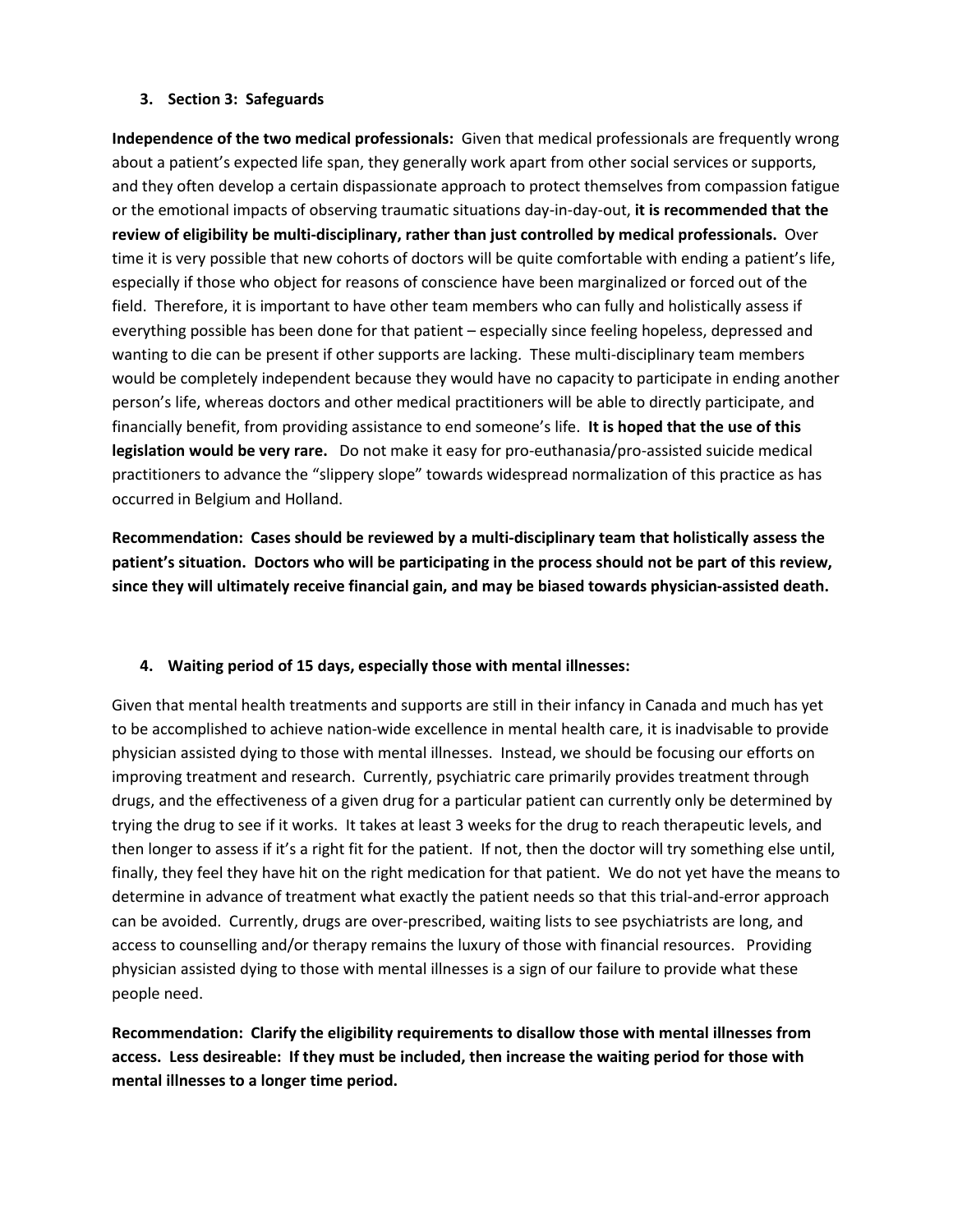3. **Section 3: Safeguards**

**Independence of the two medical professionals:** Given that medical professionals are frequently wrong about a patient's expected life span, they generally work apart from other social services or supports, and they often develop a certain dispassionate approach to protect themselves from compassion fatigue or the emotional impacts of observing traumatic situations day-in-day-out, **it is recommended that the review of eligibility be multi-disciplinary, rather than just controlled by medical professionals.** Over time it is very possible that new cohorts of doctors will be quite comfortable with ending a patient's life, especially if those who object for reasons of conscience have been marginalized or forced out of the field. Therefore, it is important to have other team members who can fully and holistically assess if everything possible has been done for that patient – especially since feeling hopeless, depressed and wanting to die can be present if other supports are lacking. These multi-disciplinary team members would be completely independent because they would have no capacity to participate in ending another person's life, whereas doctors and other medical practitioners will be able to directly participate, and financially benefit, from providing assistance to end someone's life. **It is hoped that the use of this legislation would be very rare.** Do not make it easy for pro-euthanasia/pro-assisted suicide medical practitioners to advance the "slippery slope" towards widespread normalization of this practice as has occurred in Belgium and Holland.

**Recommendation: Cases should be reviewed by a multi-disciplinary team that holistically assess the patient's situation. Doctors who will be participating in the process should not be part of this review, since they will ultimately receive financial gain, and may be biased towards physician-assisted death.**

4. **Waiting period of 15 days, especially those with mental illnesses:**

Given that mental health treatments and supports are still in their infancy in Canada and much has yet to be accomplished to achieve nation-wide excellence in mental health care, it is inadvisable to provide physician assisted dying to those with mental illnesses. Instead, we should be focusing our efforts on improving treatment and research. Currently, psychiatric care primarily provides treatment through drugs, and the effectiveness of a given drug for a particular patient can currently only be determined by trying the drug to see if it works. It takes at least 3 weeks for the drug to reach therapeutic levels, and then longer to assess if it's a right fit for the patient. If not, then the doctor will try something else until, finally, they feel they have hit on the right medication for that patient. We do not yet have the means to determine in advance of treatment what exactly the patient needs so that this trial-and-error approach can be avoided. Currently, drugs are over-prescribed, waiting lists to see psychiatrists are long, and access to counselling and/or therapy remains the luxury of those with financial resources. Providing physician assisted dying to those with mental illnesses is a sign of our failure to provide what these people need.

**Recommendation: Clarify the eligibility requirements to disallow those with mental illnesses from access. Less desireable: If they must be included, then increase the waiting period for those with mental illnesses to a longer time period.**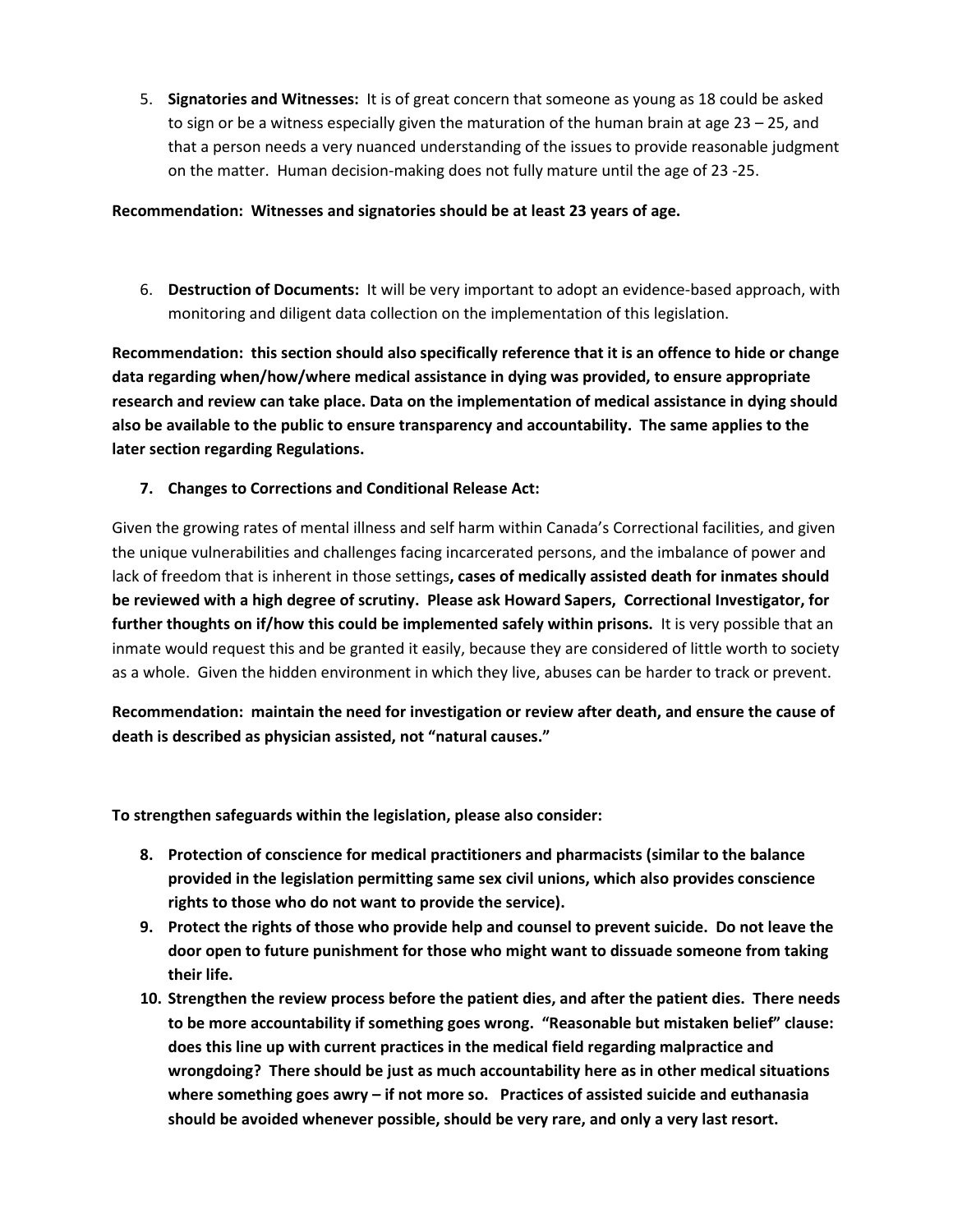5. **Signatories and Witnesses:** It is of great concern that someone as young as 18 could be asked to sign or be a witness especially given the maturation of the human brain at age 23 – 25, and that a person needs a very nuanced understanding of the issues to provide reasonable judgment on the matter. Human decision-making does not fully mature until the age of 23 -25.

**Recommendation: Witnesses and signatories should be at least 23 years of age.**

6. **Destruction of Documents:** It will be very important to adopt an evidence-based approach, with monitoring and diligent data collection on the implementation of this legislation.

**Recommendation: this section should also specifically reference that it is an offence to hide or change data regarding when/how/where medical assistance in dying was provided, to ensure appropriate research and review can take place. Data on the implementation of medical assistance in dying should also be available to the public to ensure transparency and accountability. The same applies to the later section regarding Regulations.**

7. **Changes to Corrections and Conditional Release Act:**

Given the growing rates of mental illness and self harm within Canada's Correctional facilities, and given the unique vulnerabilities and challenges facing incarcerated persons, and the imbalance of power and lack of freedom that is inherent in those settings**, cases of medically assisted death for inmates should be reviewed with a high degree of scrutiny. Please ask Howard Sapers, Correctional Investigator, for further thoughts on if/how this could be implemented safely within prisons.** It is very possible that an inmate would request this and be granted it easily, because they are considered of little worth to society as a whole. Given the hidden environment in which they live, abuses can be harder to track or prevent.

**Recommendation: maintain the need for investigation or review after death, and ensure the cause of death is described as physician assisted, not "natural causes."**

**To strengthen safeguards within the legislation, please also consider:**

8. **Protection of conscience for medical practitioners and pharmacists (similar to the balance provided in the legislation permitting same sex civil unions, which also provides conscience rights to those who do not want to provide the service).**
9. **Protect the rights of those who provide help and counsel to prevent suicide. Do not leave the door open to future punishment for those who might want to dissuade someone from taking their life.**
10. **Strengthen the review process before the patient dies, and after the patient dies. There needs to be more accountability if something goes wrong. "Reasonable but mistaken belief" clause: does this line up with current practices in the medical field regarding malpractice and wrongdoing? There should be just as much accountability here as in other medical situations where something goes awry – if not more so. Practices of assisted suicide and euthanasia should be avoided whenever possible, should be very rare, and only a very last resort.**